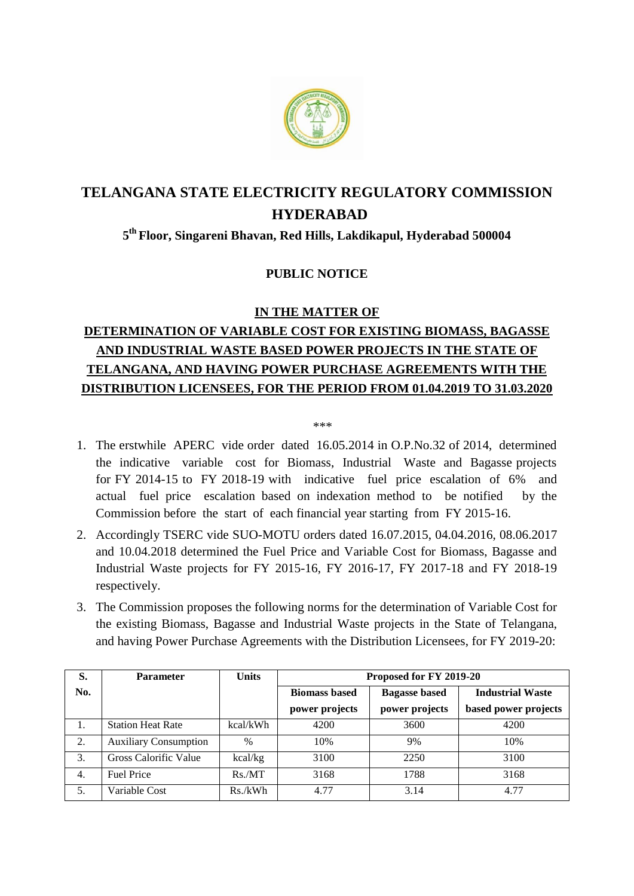# TELANGANA STATE ELECTRICITY REGULATORY COMMISSION HYDERABAD

### 5th Floor, Singareni Bhavan, Red Hills, Lakdikapul, Hyderabad 500004

### PUBLIC NOTICE

### IN THE MATTER OF

### DETERMINATION OF VARIABLE COST FOR EXISTING BIOMASS, BAGASSE AND INDUSTRIAL WASTE BASED POWER PROJECTS IN THE STATE OF TELANGANA, AND HAVING POWER PURCHASE AGREEMENTS WITH THE DISTRIBUTION LICENSEES, FOR THE PERIOD FROM 01.04.2019 TO 31.03.2020

\*\*\*

1. The erstwhile APERC vide order dated 16.05.2014 in O.P.No.32 of 2014, determined the indicative variable cost for Biomass, Industrial Waste and Bagasse projects for FY 2014-15 to FY 2018-19 with indicative fuel price escalation of 6% and actual fuel price escalation based on indexation method to be notified by the Commission before the start of each financial year starting from FY 2015-16.
2. Accordingly TSERC vide SUO-MOTU orders dated 16.07.2015, 04.04.2016, 08.06.2017 and 10.04.2018 determined the Fuel Price and Variable Cost for Biomass, Bagasse and Industrial Waste projects for FY 2015-16, FY 2016-17, FY 2017-18 and FY 2018-19 respectively.
3. The Commission proposes the following norms for the determination of Variable Cost for the existing Biomass, Bagasse and Industrial Waste projects in the State of Telangana, and having Power Purchase Agreements with the Distribution Licensees, for FY 2019-20:

| S. No. | Parameter | Units | Proposed for FY 2019-20 | | |
|---|---|---|---|---|---|
| | | | Biomass based power projects | Bagasse based power projects | Industrial Waste based power projects |
| 1. | Station Heat Rate | kcal/kWh | 4200 | 3600 | 4200 |
| 2. | Auxiliary Consumption | % | 10% | 9% | 10% |
| 3. | Gross Calorific Value | kcal/kg | 3100 | 2250 | 3100 |
| 4. | Fuel Price | Rs./MT | 3168 | 1788 | 3168 |
| 5. | Variable Cost | Rs./kWh | 4.77 | 3.14 | 4.77 |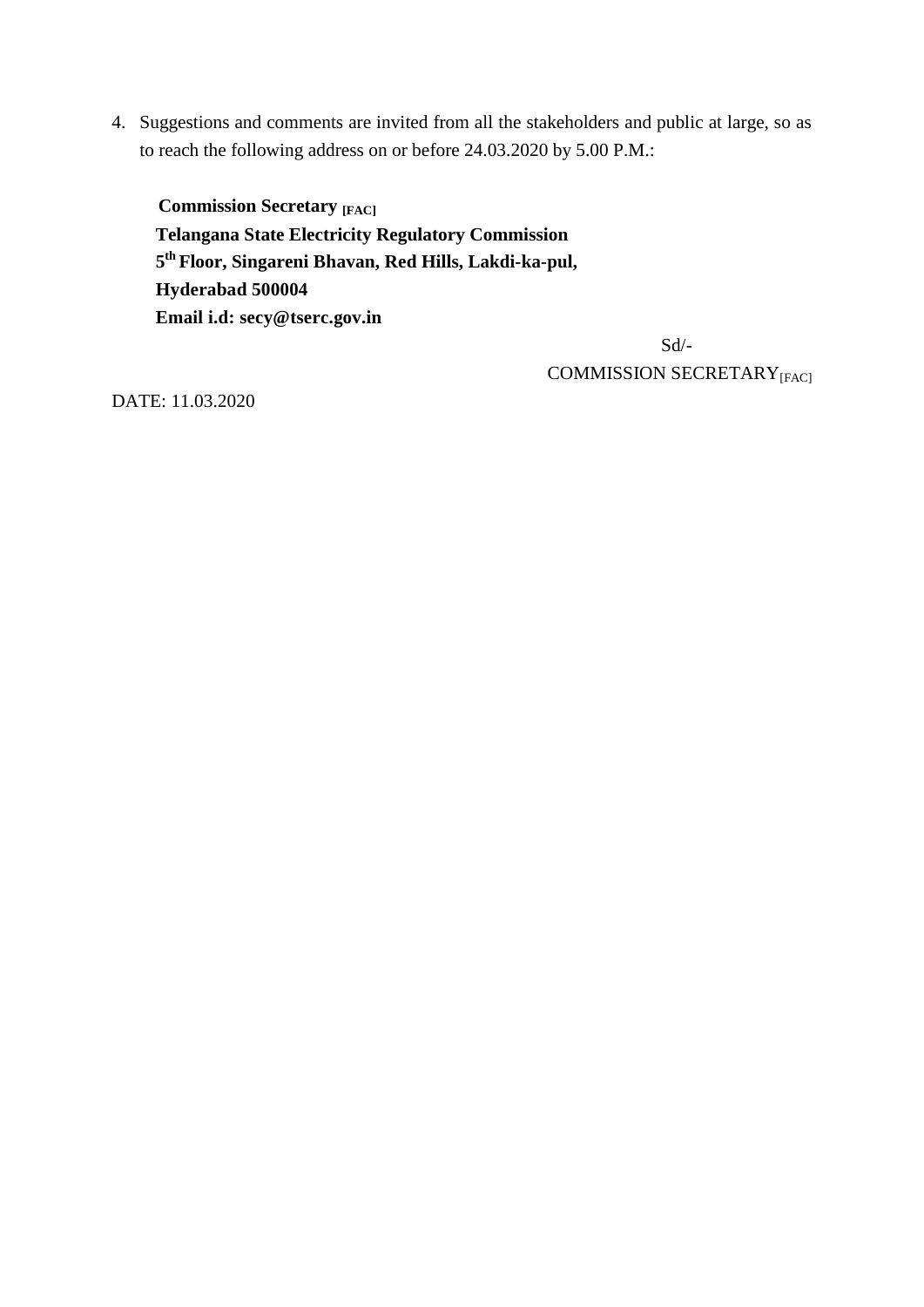4. Suggestions and comments are invited from all the stakeholders and public at large, so as to reach the following address on or before 24.03.2020 by 5.00 P.M.:

**Commission Secretary [FAC]**
**Telangana State Electricity Regulatory Commission**
**5th Floor, Singareni Bhavan, Red Hills, Lakdi-ka-pul,**
**Hyderabad 500004**
**Email i.d: secy@tserc.gov.in**

Sd/-
COMMISSION SECRETARY[FAC]

DATE: 11.03.2020